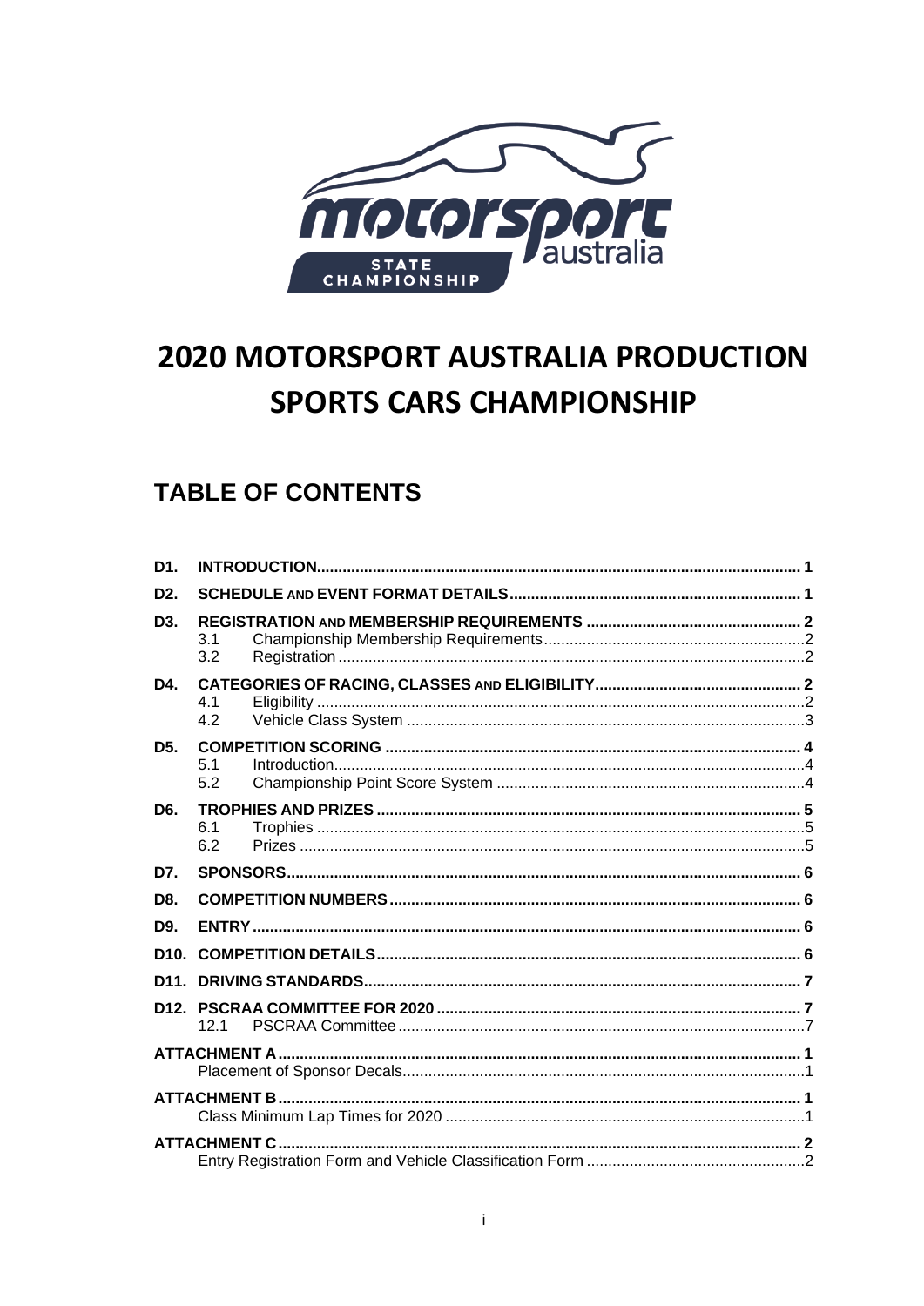# 2020 MOTORSPORT AUSTRALIA PRODUCTION SPORTS CARS CHAMPIONSHIP

## TABLE OF CONTENTS

| | | |
|---|---|---|
| **D1.** | **INTRODUCTION** | **1** |
| **D2.** | **SCHEDULE AND EVENT FORMAT DETAILS** | **1** |
| **D3.** | **REGISTRATION AND MEMBERSHIP REQUIREMENTS** | **2** |
| | 3.1 Championship Membership Requirements | 2 |
| | 3.2 Registration | 2 |
| **D4.** | **CATEGORIES OF RACING, CLASSES AND ELIGIBILITY** | **2** |
| | 4.1 Eligibility | 2 |
| | 4.2 Vehicle Class System | 3 |
| **D5.** | **COMPETITION SCORING** | **4** |
| | 5.1 Introduction | 4 |
| | 5.2 Championship Point Score System | 4 |
| **D6.** | **TROPHIES AND PRIZES** | **5** |
| | 6.1 Trophies | 5 |
| | 6.2 Prizes | 5 |
| **D7.** | **SPONSORS** | **6** |
| **D8.** | **COMPETITION NUMBERS** | **6** |
| **D9.** | **ENTRY** | **6** |
| **D10.** | **COMPETITION DETAILS** | **6** |
| **D11.** | **DRIVING STANDARDS** | **7** |
| **D12.** | **PSCRAA COMMITTEE FOR 2020** | **7** |
| | 12.1 PSCRAA Committee | 7 |
| **ATTACHMENT A** | | **1** |
| | Placement of Sponsor Decals | 1 |
| **ATTACHMENT B** | | **1** |
| | Class Minimum Lap Times for 2020 | 1 |
| **ATTACHMENT C** | | **2** |
| | Entry Registration Form and Vehicle Classification Form | 2 |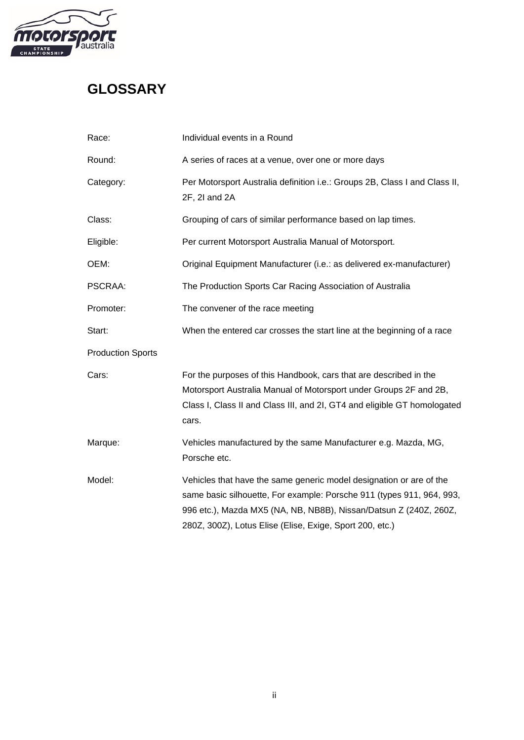# GLOSSARY

| | |
|---|---|
| Race: | Individual events in a Round |
| Round: | A series of races at a venue, over one or more days |
| Category: | Per Motorsport Australia definition i.e.: Groups 2B, Class I and Class II, 2F, 2I and 2A |
| Class: | Grouping of cars of similar performance based on lap times. |
| Eligible: | Per current Motorsport Australia Manual of Motorsport. |
| OEM: | Original Equipment Manufacturer (i.e.: as delivered ex-manufacturer) |
| PSCRAA: | The Production Sports Car Racing Association of Australia |
| Promoter: | The convener of the race meeting |
| Start: | When the entered car crosses the start line at the beginning of a race |
| Production Sports Cars: | For the purposes of this Handbook, cars that are described in the Motorsport Australia Manual of Motorsport under Groups 2F and 2B, Class I, Class II and Class III, and 2I, GT4 and eligible GT homologated cars. |
| Marque: | Vehicles manufactured by the same Manufacturer e.g. Mazda, MG, Porsche etc. |
| Model: | Vehicles that have the same generic model designation or are of the same basic silhouette, For example: Porsche 911 (types 911, 964, 993, 996 etc.), Mazda MX5 (NA, NB, NB8B), Nissan/Datsun Z (240Z, 260Z, 280Z, 300Z), Lotus Elise (Elise, Exige, Sport 200, etc.) |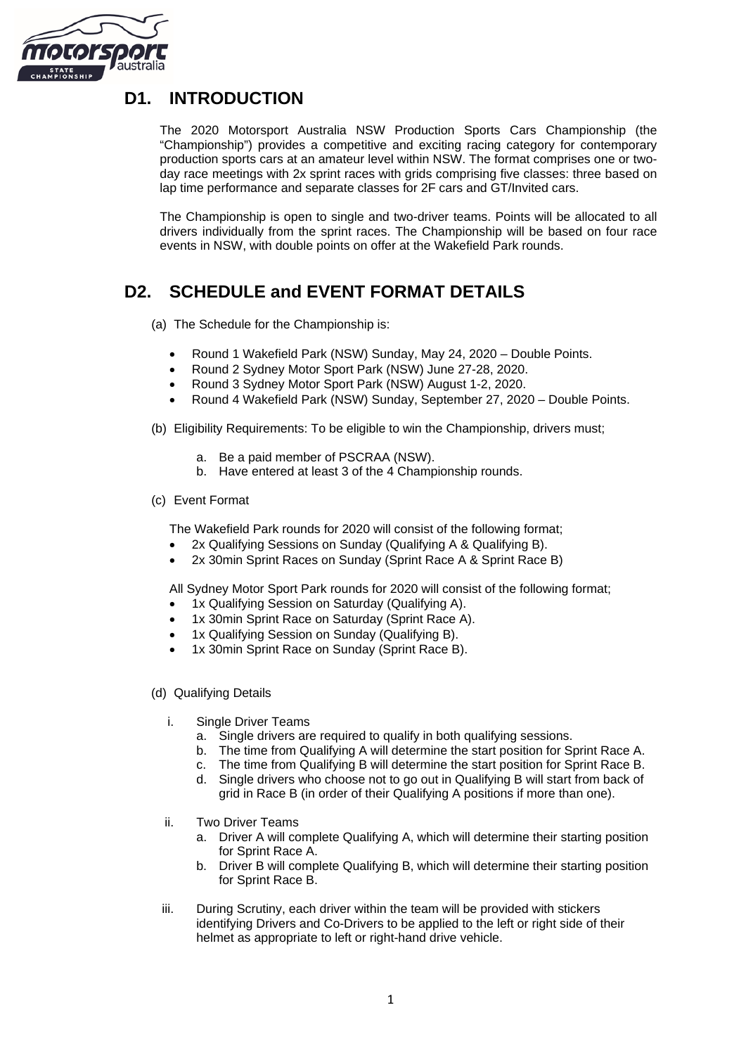## D1. INTRODUCTION

The 2020 Motorsport Australia NSW Production Sports Cars Championship (the "Championship") provides a competitive and exciting racing category for contemporary production sports cars at an amateur level within NSW. The format comprises one or two-day race meetings with 2x sprint races with grids comprising five classes: three based on lap time performance and separate classes for 2F cars and GT/Invited cars.

The Championship is open to single and two-driver teams. Points will be allocated to all drivers individually from the sprint races. The Championship will be based on four race events in NSW, with double points on offer at the Wakefield Park rounds.

## D2. SCHEDULE and EVENT FORMAT DETAILS

(a) The Schedule for the Championship is:

- Round 1 Wakefield Park (NSW) Sunday, May 24, 2020 – Double Points.
- Round 2 Sydney Motor Sport Park (NSW) June 27-28, 2020.
- Round 3 Sydney Motor Sport Park (NSW) August 1-2, 2020.
- Round 4 Wakefield Park (NSW) Sunday, September 27, 2020 – Double Points.

(b) Eligibility Requirements: To be eligible to win the Championship, drivers must;

   a. Be a paid member of PSCRAA (NSW).
   b. Have entered at least 3 of the 4 Championship rounds.

(c) Event Format

The Wakefield Park rounds for 2020 will consist of the following format;

- 2x Qualifying Sessions on Sunday (Qualifying A & Qualifying B).
- 2x 30min Sprint Races on Sunday (Sprint Race A & Sprint Race B)

All Sydney Motor Sport Park rounds for 2020 will consist of the following format;

- 1x Qualifying Session on Saturday (Qualifying A).
- 1x 30min Sprint Race on Saturday (Sprint Race A).
- 1x Qualifying Session on Sunday (Qualifying B).
- 1x 30min Sprint Race on Sunday (Sprint Race B).

(d) Qualifying Details

i. Single Driver Teams
   a. Single drivers are required to qualify in both qualifying sessions.
   b. The time from Qualifying A will determine the start position for Sprint Race A.
   c. The time from Qualifying B will determine the start position for Sprint Race B.
   d. Single drivers who choose not to go out in Qualifying B will start from back of grid in Race B (in order of their Qualifying A positions if more than one).

ii. Two Driver Teams
   a. Driver A will complete Qualifying A, which will determine their starting position for Sprint Race A.
   b. Driver B will complete Qualifying B, which will determine their starting position for Sprint Race B.

iii. During Scrutiny, each driver within the team will be provided with stickers identifying Drivers and Co-Drivers to be applied to the left or right side of their helmet as appropriate to left or right-hand drive vehicle.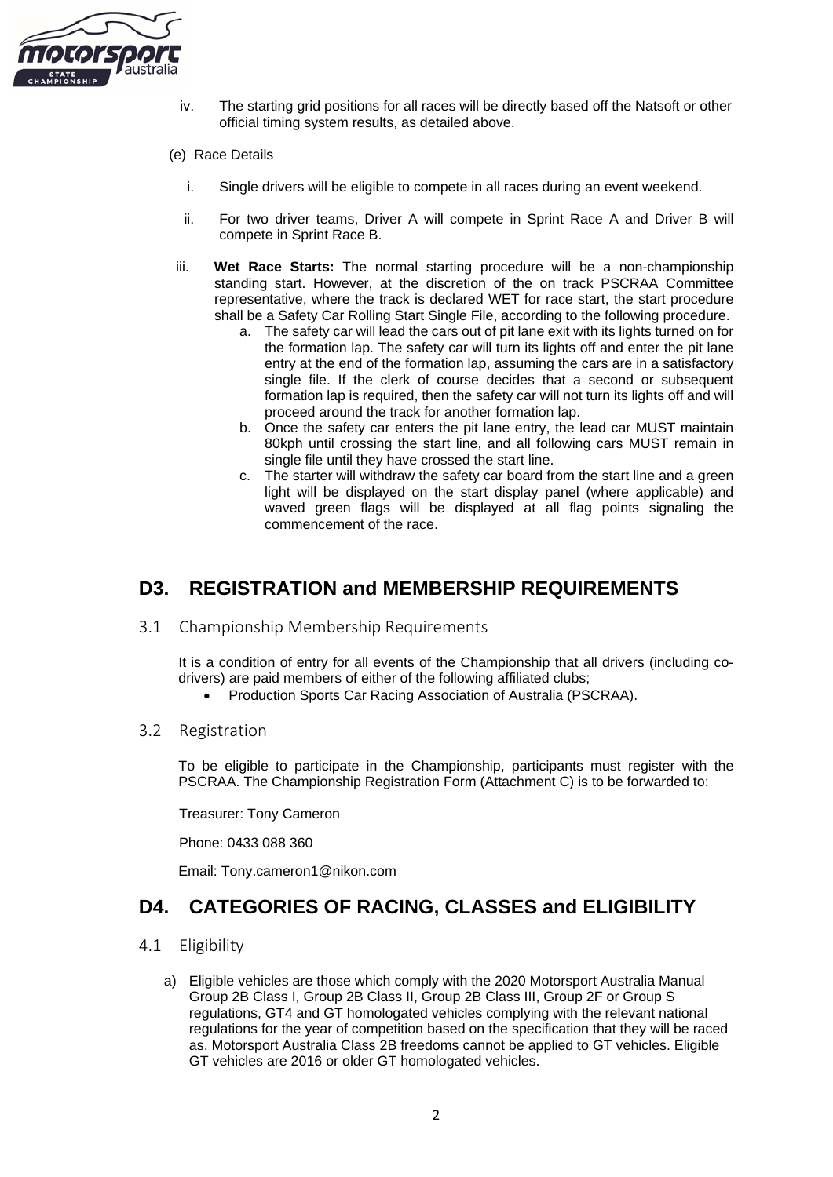iv. The starting grid positions for all races will be directly based off the Natsoft or other official timing system results, as detailed above.

(e) Race Details

i. Single drivers will be eligible to compete in all races during an event weekend.

ii. For two driver teams, Driver A will compete in Sprint Race A and Driver B will compete in Sprint Race B.

iii. **Wet Race Starts:** The normal starting procedure will be a non-championship standing start. However, at the discretion of the on track PSCRAA Committee representative, where the track is declared WET for race start, the start procedure shall be a Safety Car Rolling Start Single File, according to the following procedure.

a. The safety car will lead the cars out of pit lane exit with its lights turned on for the formation lap. The safety car will turn its lights off and enter the pit lane entry at the end of the formation lap, assuming the cars are in a satisfactory single file. If the clerk of course decides that a second or subsequent formation lap is required, then the safety car will not turn its lights off and will proceed around the track for another formation lap.

b. Once the safety car enters the pit lane entry, the lead car MUST maintain 80kph until crossing the start line, and all following cars MUST remain in single file until they have crossed the start line.

c. The starter will withdraw the safety car board from the start line and a green light will be displayed on the start display panel (where applicable) and waved green flags will be displayed at all flag points signaling the commencement of the race.

# D3. REGISTRATION and MEMBERSHIP REQUIREMENTS

## 3.1 Championship Membership Requirements

It is a condition of entry for all events of the Championship that all drivers (including co-drivers) are paid members of either of the following affiliated clubs;

- Production Sports Car Racing Association of Australia (PSCRAA).

## 3.2 Registration

To be eligible to participate in the Championship, participants must register with the PSCRAA. The Championship Registration Form (Attachment C) is to be forwarded to:

Treasurer: Tony Cameron

Phone: 0433 088 360

Email: Tony.cameron1@nikon.com

# D4. CATEGORIES OF RACING, CLASSES and ELIGIBILITY

## 4.1 Eligibility

a) Eligible vehicles are those which comply with the 2020 Motorsport Australia Manual Group 2B Class I, Group 2B Class II, Group 2B Class III, Group 2F or Group S regulations, GT4 and GT homologated vehicles complying with the relevant national regulations for the year of competition based on the specification that they will be raced as. Motorsport Australia Class 2B freedoms cannot be applied to GT vehicles. Eligible GT vehicles are 2016 or older GT homologated vehicles.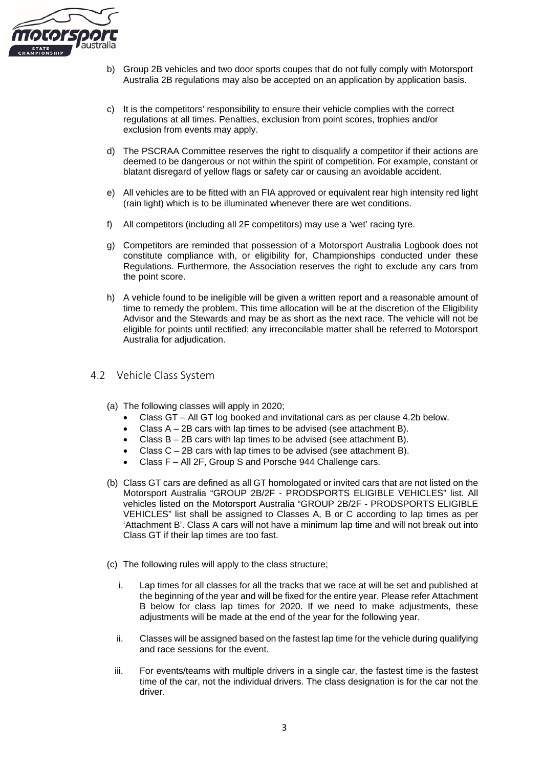b) Group 2B vehicles and two door sports coupes that do not fully comply with Motorsport Australia 2B regulations may also be accepted on an application by application basis.

c) It is the competitors' responsibility to ensure their vehicle complies with the correct regulations at all times. Penalties, exclusion from point scores, trophies and/or exclusion from events may apply.

d) The PSCRAA Committee reserves the right to disqualify a competitor if their actions are deemed to be dangerous or not within the spirit of competition. For example, constant or blatant disregard of yellow flags or safety car or causing an avoidable accident.

e) All vehicles are to be fitted with an FIA approved or equivalent rear high intensity red light (rain light) which is to be illuminated whenever there are wet conditions.

f) All competitors (including all 2F competitors) may use a 'wet' racing tyre.

g) Competitors are reminded that possession of a Motorsport Australia Logbook does not constitute compliance with, or eligibility for, Championships conducted under these Regulations. Furthermore, the Association reserves the right to exclude any cars from the point score.

h) A vehicle found to be ineligible will be given a written report and a reasonable amount of time to remedy the problem. This time allocation will be at the discretion of the Eligibility Advisor and the Stewards and may be as short as the next race. The vehicle will not be eligible for points until rectified; any irreconcilable matter shall be referred to Motorsport Australia for adjudication.

## 4.2 Vehicle Class System

(a) The following classes will apply in 2020;
- Class GT – All GT log booked and invitational cars as per clause 4.2b below.
- Class A – 2B cars with lap times to be advised (see attachment B).
- Class B – 2B cars with lap times to be advised (see attachment B).
- Class C – 2B cars with lap times to be advised (see attachment B).
- Class F – All 2F, Group S and Porsche 944 Challenge cars.

(b) Class GT cars are defined as all GT homologated or invited cars that are not listed on the Motorsport Australia "GROUP 2B/2F - PRODSPORTS ELIGIBLE VEHICLES" list. All vehicles listed on the Motorsport Australia "GROUP 2B/2F - PRODSPORTS ELIGIBLE VEHICLES" list shall be assigned to Classes A, B or C according to lap times as per 'Attachment B'. Class A cars will not have a minimum lap time and will not break out into Class GT if their lap times are too fast.

(c) The following rules will apply to the class structure;

i. Lap times for all classes for all the tracks that we race at will be set and published at the beginning of the year and will be fixed for the entire year. Please refer Attachment B below for class lap times for 2020. If we need to make adjustments, these adjustments will be made at the end of the year for the following year.

ii. Classes will be assigned based on the fastest lap time for the vehicle during qualifying and race sessions for the event.

iii. For events/teams with multiple drivers in a single car, the fastest time is the fastest time of the car, not the individual drivers. The class designation is for the car not the driver.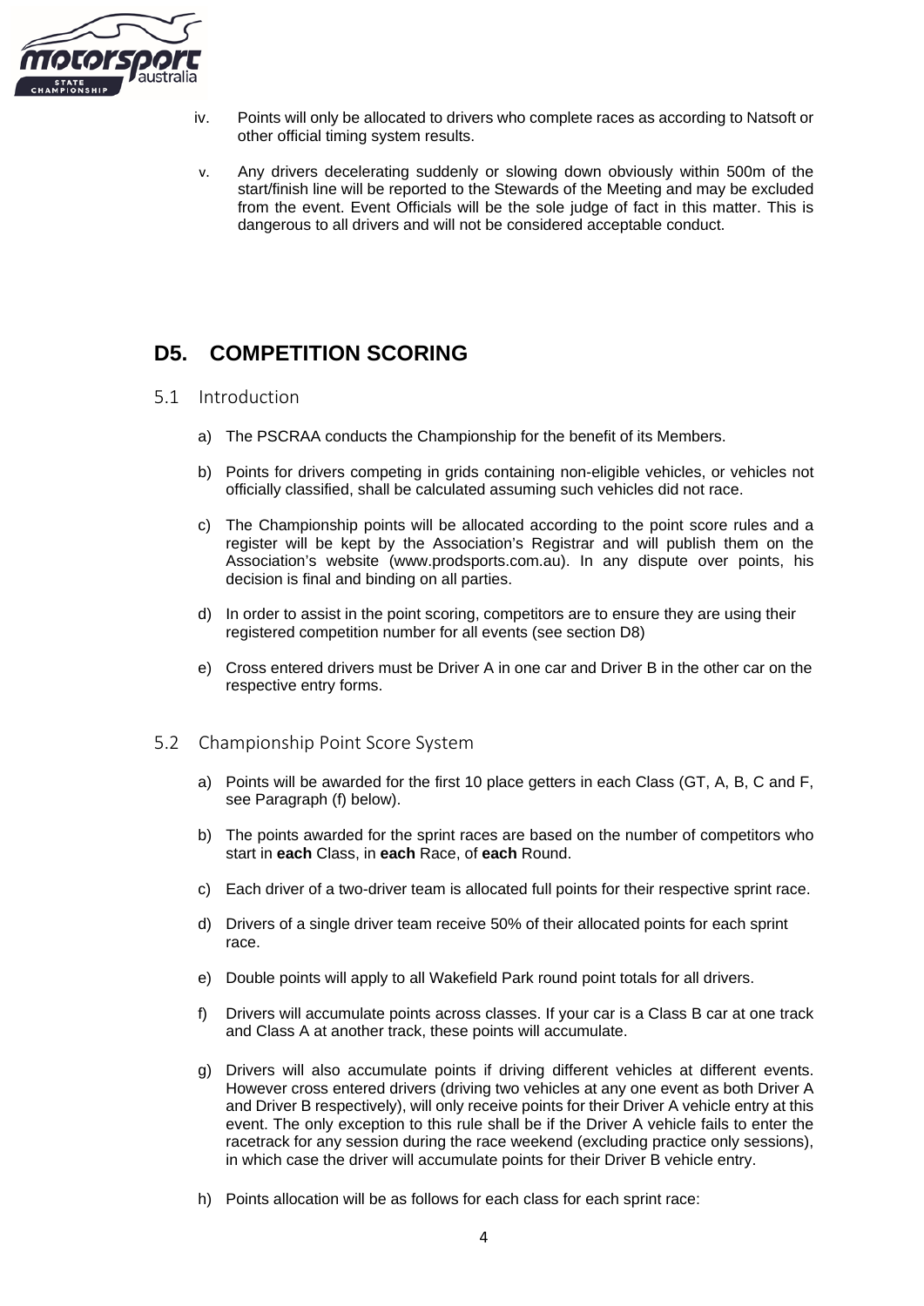iv. Points will only be allocated to drivers who complete races as according to Natsoft or other official timing system results.

v. Any drivers decelerating suddenly or slowing down obviously within 500m of the start/finish line will be reported to the Stewards of the Meeting and may be excluded from the event. Event Officials will be the sole judge of fact in this matter. This is dangerous to all drivers and will not be considered acceptable conduct.

# D5. COMPETITION SCORING

## 5.1 Introduction

a) The PSCRAA conducts the Championship for the benefit of its Members.

b) Points for drivers competing in grids containing non-eligible vehicles, or vehicles not officially classified, shall be calculated assuming such vehicles did not race.

c) The Championship points will be allocated according to the point score rules and a register will be kept by the Association's Registrar and will publish them on the Association's website (www.prodsports.com.au). In any dispute over points, his decision is final and binding on all parties.

d) In order to assist in the point scoring, competitors are to ensure they are using their registered competition number for all events (see section D8)

e) Cross entered drivers must be Driver A in one car and Driver B in the other car on the respective entry forms.

## 5.2 Championship Point Score System

a) Points will be awarded for the first 10 place getters in each Class (GT, A, B, C and F, see Paragraph (f) below).

b) The points awarded for the sprint races are based on the number of competitors who start in **each** Class, in **each** Race, of **each** Round.

c) Each driver of a two-driver team is allocated full points for their respective sprint race.

d) Drivers of a single driver team receive 50% of their allocated points for each sprint race.

e) Double points will apply to all Wakefield Park round point totals for all drivers.

f) Drivers will accumulate points across classes. If your car is a Class B car at one track and Class A at another track, these points will accumulate.

g) Drivers will also accumulate points if driving different vehicles at different events. However cross entered drivers (driving two vehicles at any one event as both Driver A and Driver B respectively), will only receive points for their Driver A vehicle entry at this event. The only exception to this rule shall be if the Driver A vehicle fails to enter the racetrack for any session during the race weekend (excluding practice only sessions), in which case the driver will accumulate points for their Driver B vehicle entry.

h) Points allocation will be as follows for each class for each sprint race: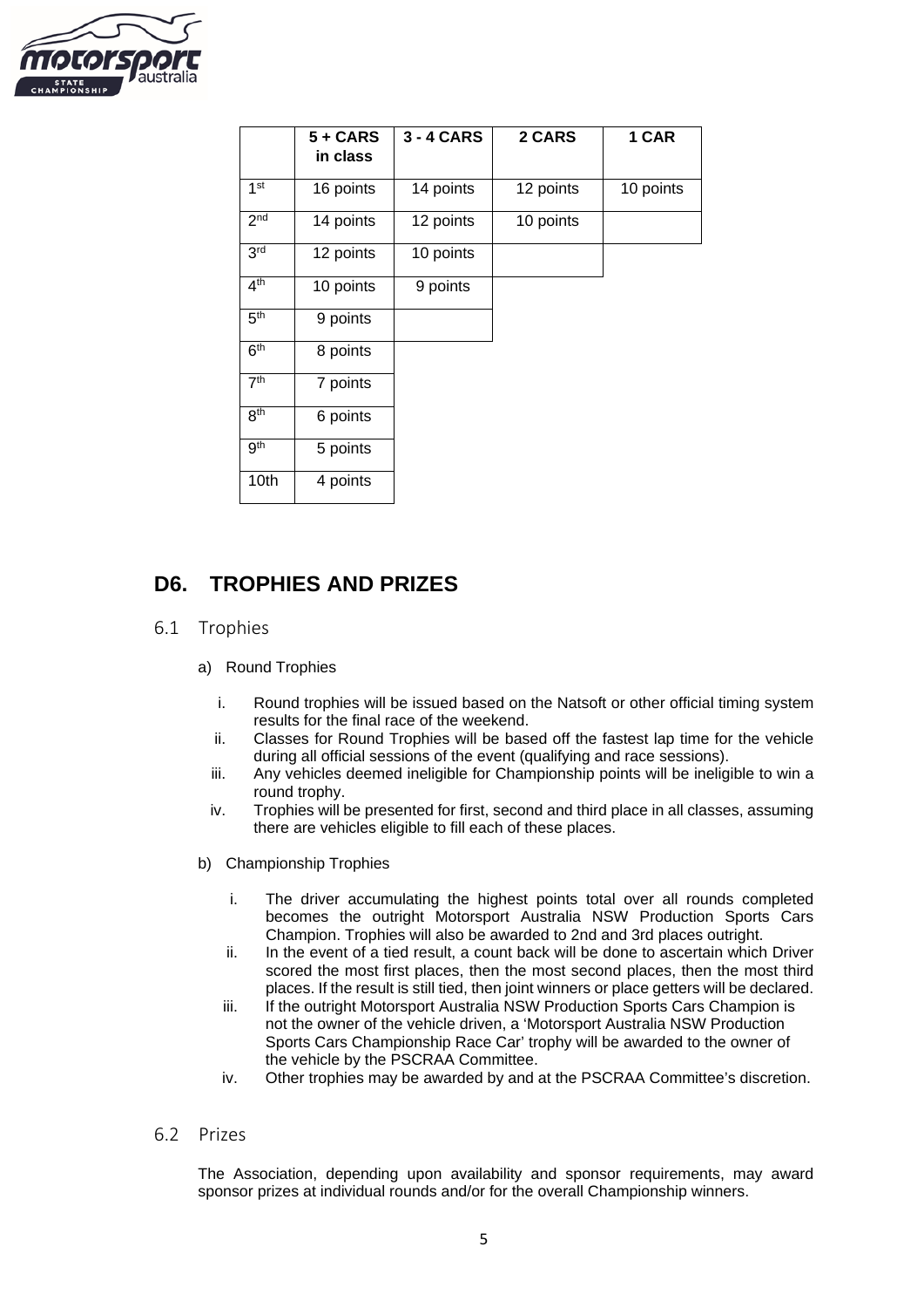| | 5 + CARS in class | 3 - 4 CARS | 2 CARS | 1 CAR |
|---|---|---|---|---|
| 1st | 16 points | 14 points | 12 points | 10 points |
| 2nd | 14 points | 12 points | 10 points | |
| 3rd | 12 points | 10 points | | |
| 4th | 10 points | 9 points | | |
| 5th | 9 points | | | |
| 6th | 8 points | | | |
| 7th | 7 points | | | |
| 8th | 6 points | | | |
| 9th | 5 points | | | |
| 10th | 4 points | | | |

## D6. TROPHIES AND PRIZES

### 6.1 Trophies

a) Round Trophies

i. Round trophies will be issued based on the Natsoft or other official timing system results for the final race of the weekend.
ii. Classes for Round Trophies will be based off the fastest lap time for the vehicle during all official sessions of the event (qualifying and race sessions).
iii. Any vehicles deemed ineligible for Championship points will be ineligible to win a round trophy.
iv. Trophies will be presented for first, second and third place in all classes, assuming there are vehicles eligible to fill each of these places.

b) Championship Trophies

i. The driver accumulating the highest points total over all rounds completed becomes the outright Motorsport Australia NSW Production Sports Cars Champion. Trophies will also be awarded to 2nd and 3rd places outright.
ii. In the event of a tied result, a count back will be done to ascertain which Driver scored the most first places, then the most second places, then the most third places. If the result is still tied, then joint winners or place getters will be declared.
iii. If the outright Motorsport Australia NSW Production Sports Cars Champion is not the owner of the vehicle driven, a 'Motorsport Australia NSW Production Sports Cars Championship Race Car' trophy will be awarded to the owner of the vehicle by the PSCRAA Committee.
iv. Other trophies may be awarded by and at the PSCRAA Committee's discretion.

### 6.2 Prizes

The Association, depending upon availability and sponsor requirements, may award sponsor prizes at individual rounds and/or for the overall Championship winners.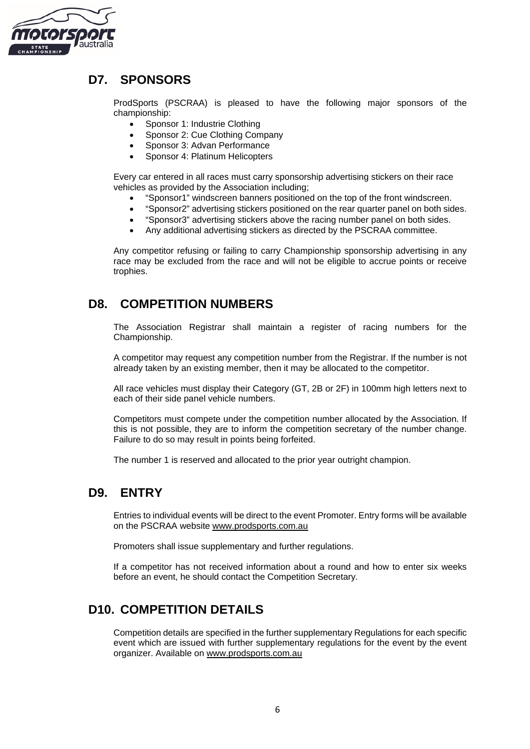## D7. SPONSORS

ProdSports (PSCRAA) is pleased to have the following major sponsors of the championship:

- Sponsor 1: Industrie Clothing
- Sponsor 2: Cue Clothing Company
- Sponsor 3: Advan Performance
- Sponsor 4: Platinum Helicopters

Every car entered in all races must carry sponsorship advertising stickers on their race vehicles as provided by the Association including;

- "Sponsor1" windscreen banners positioned on the top of the front windscreen.
- "Sponsor2" advertising stickers positioned on the rear quarter panel on both sides.
- "Sponsor3" advertising stickers above the racing number panel on both sides.
- Any additional advertising stickers as directed by the PSCRAA committee.

Any competitor refusing or failing to carry Championship sponsorship advertising in any race may be excluded from the race and will not be eligible to accrue points or receive trophies.

## D8. COMPETITION NUMBERS

The Association Registrar shall maintain a register of racing numbers for the Championship.

A competitor may request any competition number from the Registrar. If the number is not already taken by an existing member, then it may be allocated to the competitor.

All race vehicles must display their Category (GT, 2B or 2F) in 100mm high letters next to each of their side panel vehicle numbers.

Competitors must compete under the competition number allocated by the Association. If this is not possible, they are to inform the competition secretary of the number change. Failure to do so may result in points being forfeited.

The number 1 is reserved and allocated to the prior year outright champion.

## D9. ENTRY

Entries to individual events will be direct to the event Promoter. Entry forms will be available on the PSCRAA website www.prodsports.com.au

Promoters shall issue supplementary and further regulations.

If a competitor has not received information about a round and how to enter six weeks before an event, he should contact the Competition Secretary.

## D10. COMPETITION DETAILS

Competition details are specified in the further supplementary Regulations for each specific event which are issued with further supplementary regulations for the event by the event organizer. Available on www.prodsports.com.au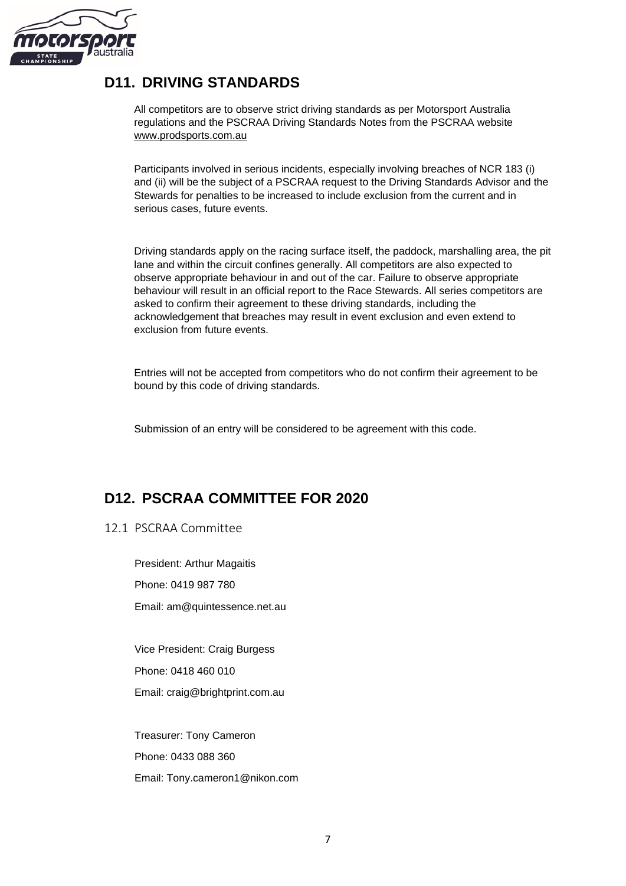## D11. DRIVING STANDARDS

All competitors are to observe strict driving standards as per Motorsport Australia regulations and the PSCRAA Driving Standards Notes from the PSCRAA website www.prodsports.com.au

Participants involved in serious incidents, especially involving breaches of NCR 183 (i) and (ii) will be the subject of a PSCRAA request to the Driving Standards Advisor and the Stewards for penalties to be increased to include exclusion from the current and in serious cases, future events.

Driving standards apply on the racing surface itself, the paddock, marshalling area, the pit lane and within the circuit confines generally. All competitors are also expected to observe appropriate behaviour in and out of the car. Failure to observe appropriate behaviour will result in an official report to the Race Stewards. All series competitors are asked to confirm their agreement to these driving standards, including the acknowledgement that breaches may result in event exclusion and even extend to exclusion from future events.

Entries will not be accepted from competitors who do not confirm their agreement to be bound by this code of driving standards.

Submission of an entry will be considered to be agreement with this code.

## D12. PSCRAA COMMITTEE FOR 2020

### 12.1 PSCRAA Committee

President: Arthur Magaitis

Phone: 0419 987 780

Email: am@quintessence.net.au

Vice President: Craig Burgess

Phone: 0418 460 010

Email: craig@brightprint.com.au

Treasurer: Tony Cameron

Phone: 0433 088 360

Email: Tony.cameron1@nikon.com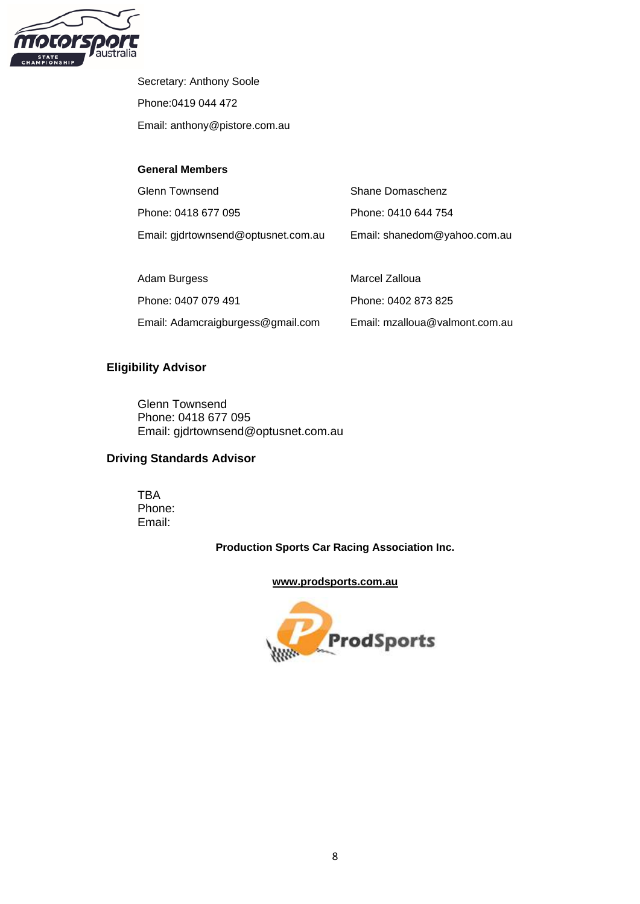Secretary: Anthony Soole

Phone:0419 044 472

Email: anthony@pistore.com.au

**General Members**

Glenn Townsend

Phone: 0418 677 095

Email: gjdrtownsend@optusnet.com.au

Shane Domaschenz

Phone: 0410 644 754

Email: shanedom@yahoo.com.au

Adam Burgess

Phone: 0407 079 491

Email: Adamcraigburgess@gmail.com

Marcel Zalloua

Phone: 0402 873 825

Email: mzalloua@valmont.com.au

## Eligibility Advisor

Glenn Townsend
Phone: 0418 677 095
Email: gjdrtownsend@optusnet.com.au

## Driving Standards Advisor

TBA
Phone:
Email:

**Production Sports Car Racing Association Inc.**

**www.prodsports.com.au**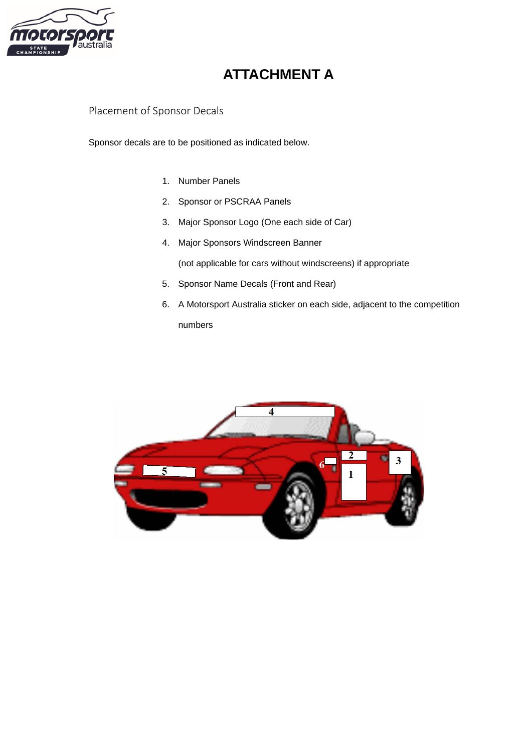# ATTACHMENT A

## Placement of Sponsor Decals

Sponsor decals are to be positioned as indicated below.

1. Number Panels
2. Sponsor or PSCRAA Panels
3. Major Sponsor Logo (One each side of Car)
4. Major Sponsors Windscreen Banner

   (not applicable for cars without windscreens) if appropriate
5. Sponsor Name Decals (Front and Rear)
6. A Motorsport Australia sticker on each side, adjacent to the competition numbers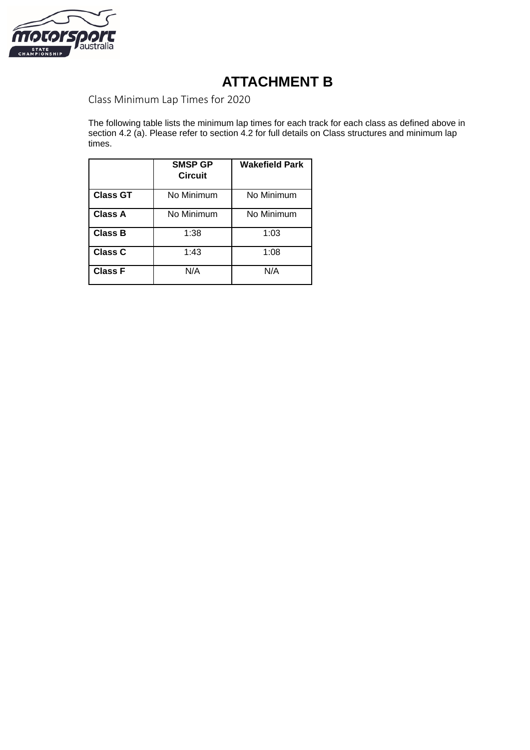# ATTACHMENT B

Class Minimum Lap Times for 2020

The following table lists the minimum lap times for each track for each class as defined above in section 4.2 (a). Please refer to section 4.2 for full details on Class structures and minimum lap times.

| | SMSP GP Circuit | Wakefield Park |
|---|---|---|
| **Class GT** | No Minimum | No Minimum |
| **Class A** | No Minimum | No Minimum |
| **Class B** | 1:38 | 1:03 |
| **Class C** | 1:43 | 1:08 |
| **Class F** | N/A | N/A |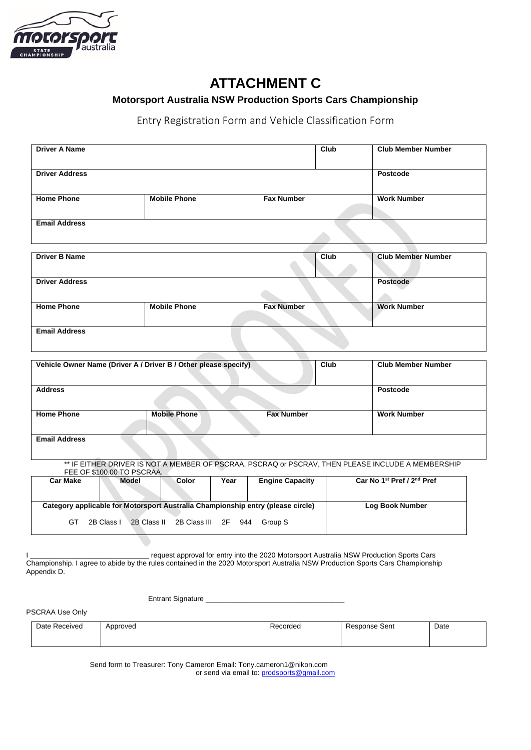# ATTACHMENT C

### Motorsport Australia NSW Production Sports Cars Championship

Entry Registration Form and Vehicle Classification Form

| | | | | |
|---|---|---|---|---|
| **Driver A Name** | | | **Club** | **Club Member Number** |
| **Driver Address** | | | | **Postcode** |
| **Home Phone** | **Mobile Phone** | **Fax Number** | | **Work Number** |
| **Email Address** | | | | |

| | | | | |
|---|---|---|---|---|
| **Driver B Name** | | | **Club** | **Club Member Number** |
| **Driver Address** | | | | **Postcode** |
| **Home Phone** | **Mobile Phone** | **Fax Number** | | **Work Number** |
| **Email Address** | | | | |

| | | | | |
|---|---|---|---|---|
| **Vehicle Owner Name (Driver A / Driver B / Other please specify)** | | | **Club** | **Club Member Number** |
| **Address** | | | | **Postcode** |
| **Home Phone** | **Mobile Phone** | **Fax Number** | | **Work Number** |
| **Email Address** | | | | |

** IF EITHER DRIVER IS NOT A MEMBER OF PSCRAA, PSCRAQ or PSCRAV, THEN PLEASE INCLUDE A MEMBERSHIP FEE OF $100.00 TO PSCRAA.

| **Car Make** | **Model** | **Color** | **Year** | **Engine Capacity** | **Car No 1st Pref / 2nd Pref** |
|---|---|---|---|---|---|
| | | | | | |
| **Category applicable for Motorsport Australia Championship entry (please circle)** | | | | | **Log Book Number** |
| GT 2B Class I 2B Class II 2B Class III 2F 944 Group S | | | | | |

I ______________________________ request approval for entry into the 2020 Motorsport Australia NSW Production Sports Cars Championship. I agree to abide by the rules contained in the 2020 Motorsport Australia NSW Production Sports Cars Championship Appendix D.

Entrant Signature ___________________________________

PSCRAA Use Only

| Date Received | Approved | Recorded | Response Sent | Date |
|---|---|---|---|---|
| | | | | |

Send form to Treasurer: Tony Cameron Email: Tony.cameron1@nikon.com
or send via email to: prodsports@gmail.com